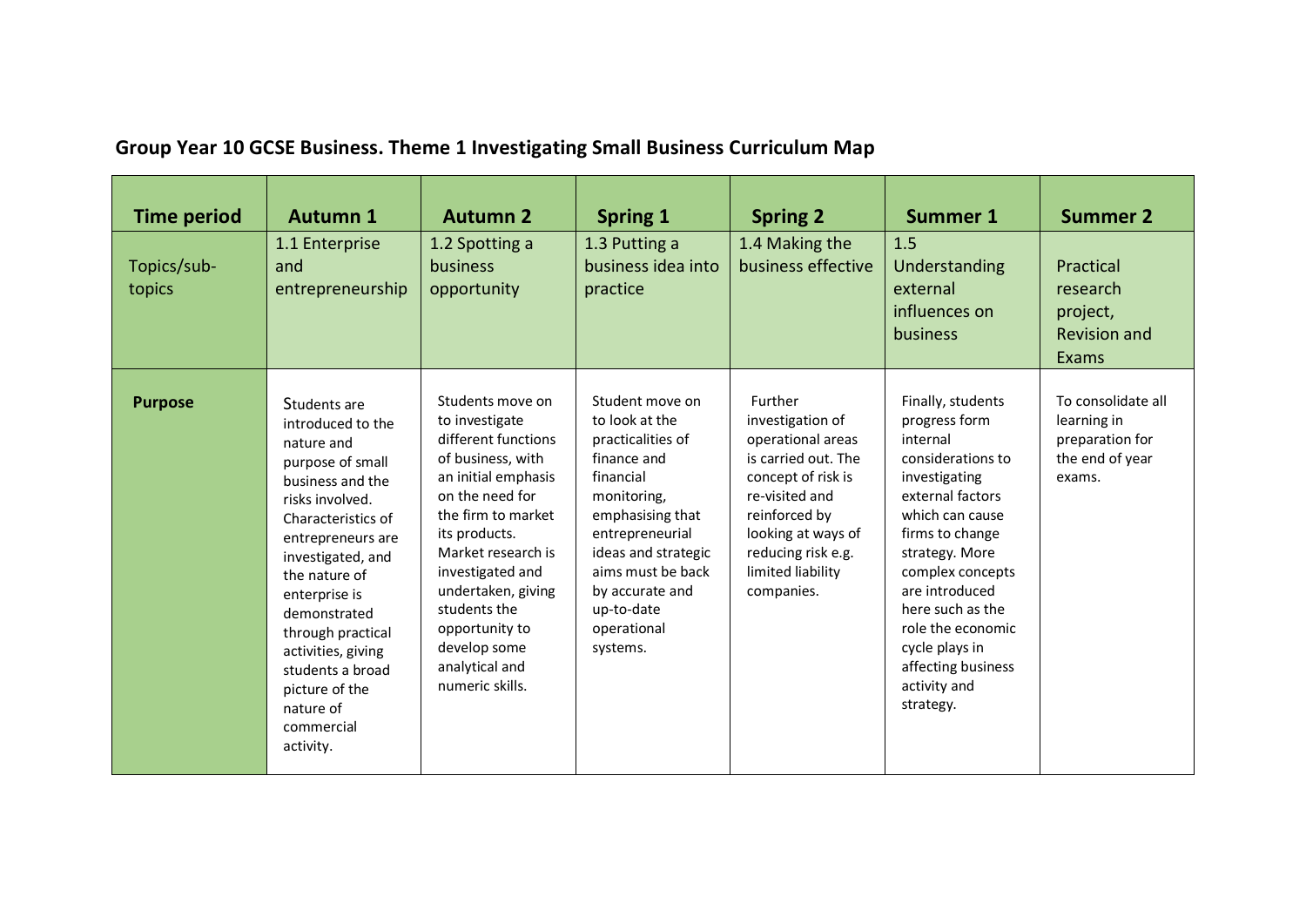## Group Year 10 GCSE Business. Theme 1 Investigating Small Business Curriculum Map

| Time period | Autumn 1 | Autumn 2 | Spring 1 | Spring 2 | Summer 1 | Summer 2 |
|---|---|---|---|---|---|---|
| Topics/sub-topics | 1.1 Enterprise and entrepreneurship | 1.2 Spotting a business opportunity | 1.3 Putting a business idea into practice | 1.4 Making the business effective | 1.5 Understanding external influences on business | Practical research project, Revision and Exams |
| **Purpose** | Students are introduced to the nature and purpose of small business and the risks involved. Characteristics of entrepreneurs are investigated, and the nature of enterprise is demonstrated through practical activities, giving students a broad picture of the nature of commercial activity. | Students move on to investigate different functions of business, with an initial emphasis on the need for the firm to market its products. Market research is investigated and undertaken, giving students the opportunity to develop some analytical and numeric skills. | Student move on to look at the practicalities of finance and financial monitoring, emphasising that entrepreneurial ideas and strategic aims must be back by accurate and up-to-date operational systems. | Further investigation of operational areas is carried out. The concept of risk is re-visited and reinforced by looking at ways of reducing risk e.g. limited liability companies. | Finally, students progress form internal considerations to investigating external factors which can cause firms to change strategy. More complex concepts are introduced here such as the role the economic cycle plays in affecting business activity and strategy. | To consolidate all learning in preparation for the end of year exams. |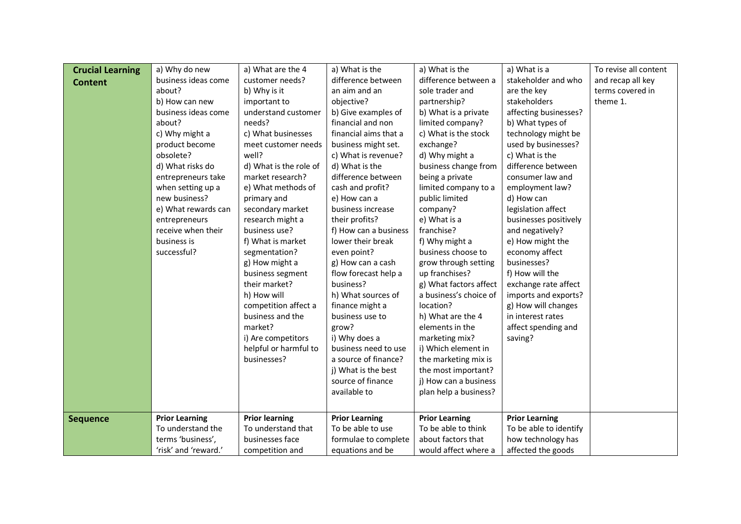| | | | | | | |
|---|---|---|---|---|---|---|
| **Crucial Learning Content** | a) Why do new business ideas come about?<br>b) How can new business ideas come about?<br>c) Why might a product become obsolete?<br>d) What risks do entrepreneurs take when setting up a new business?<br>e) What rewards can entrepreneurs receive when their business is successful? | a) What are the 4 customer needs?<br>b) Why is it important to understand customer needs?<br>c) What businesses meet customer needs well?<br>d) What is the role of market research?<br>e) What methods of primary and secondary market research might a business use?<br>f) What is market segmentation?<br>g) How might a business segment their market?<br>h) How will competition affect a business and the market?<br>i) Are competitors helpful or harmful to businesses? | a) What is the difference between an aim and an objective?<br>b) Give examples of financial and non financial aims that a business might set.<br>c) What is revenue?<br>d) What is the difference between cash and profit?<br>e) How can a business increase their profits?<br>f) How can a business lower their break even point?<br>g) How can a cash flow forecast help a business?<br>h) What sources of finance might a business use to grow?<br>i) Why does a business need to use a source of finance?<br>j) What is the best source of finance available to | a) What is the difference between a sole trader and partnership?<br>b) What is a private limited company?<br>c) What is the stock exchange?<br>d) Why might a business change from being a private limited company to a public limited company?<br>e) What is a franchise?<br>f) Why might a business choose to grow through setting up franchises?<br>g) What factors affect a business's choice of location?<br>h) What are the 4 elements in the marketing mix?<br>i) Which element in the marketing mix is the most important?<br>j) How can a business plan help a business? | a) What is a stakeholder and who are the key stakeholders affecting businesses?<br>b) What types of technology might be used by businesses?<br>c) What is the difference between consumer law and employment law?<br>d) How can legislation affect businesses positively and negatively?<br>e) How might the economy affect businesses?<br>f) How will the exchange rate affect imports and exports?<br>g) How will changes in interest rates affect spending and saving? | To revise all content and recap all key terms covered in theme 1. |
| **Sequence** | **Prior Learning**<br>To understand the terms 'business', 'risk' and 'reward.' | **Prior learning**<br>To understand that businesses face competition and | **Prior Learning**<br>To be able to use formulae to complete equations and be | **Prior Learning**<br>To be able to think about factors that would affect where a | **Prior Learning**<br>To be able to identify how technology has affected the goods | |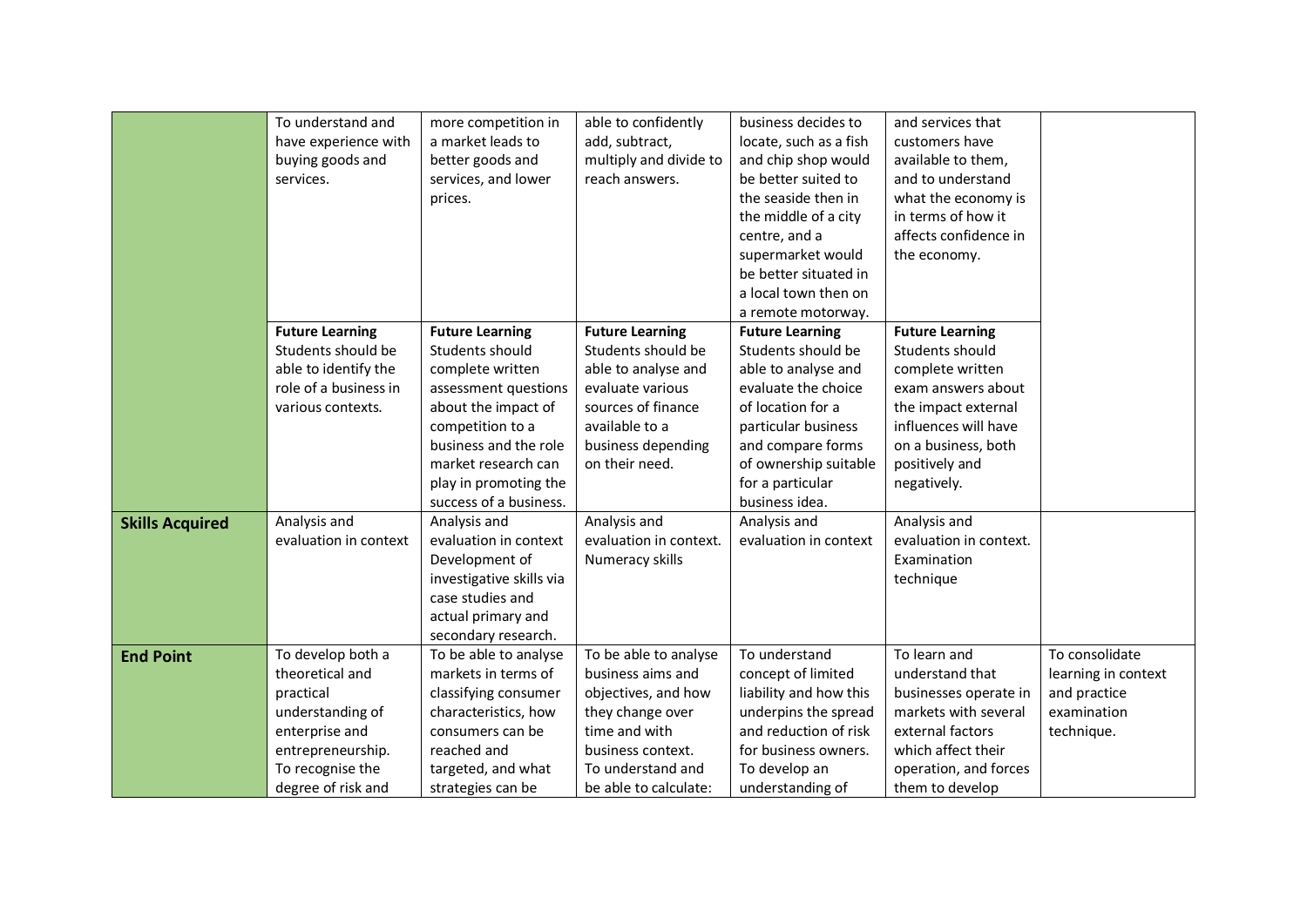| | | | | | | |
|---|---|---|---|---|---|---|
| | To understand and have experience with buying goods and services. | more competition in a market leads to better goods and services, and lower prices. | able to confidently add, subtract, multiply and divide to reach answers. | business decides to locate, such as a fish and chip shop would be better suited to the seaside then in the middle of a city centre, and a supermarket would be better situated in a local town then on a remote motorway. | and services that customers have available to them, and to understand what the economy is in terms of how it affects confidence in the economy. | |
| | **Future Learning** Students should be able to identify the role of a business in various contexts. | **Future Learning** Students should complete written assessment questions about the impact of competition to a business and the role market research can play in promoting the success of a business. | **Future Learning** Students should be able to analyse and evaluate various sources of finance available to a business depending on their need. | **Future Learning** Students should be able to analyse and evaluate the choice of location for a particular business and compare forms of ownership suitable for a particular business idea. | **Future Learning** Students should complete written exam answers about the impact external influences will have on a business, both positively and negatively. | |
| **Skills Acquired** | Analysis and evaluation in context | Analysis and evaluation in context Development of investigative skills via case studies and actual primary and secondary research. | Analysis and evaluation in context. Numeracy skills | Analysis and evaluation in context | Analysis and evaluation in context. Examination technique | |
| **End Point** | To develop both a theoretical and practical understanding of enterprise and entrepreneurship. To recognise the degree of risk and | To be able to analyse markets in terms of classifying consumer characteristics, how consumers can be reached and targeted, and what strategies can be | To be able to analyse business aims and objectives, and how they change over time and with business context. To understand and be able to calculate: | To understand concept of limited liability and how this underpins the spread and reduction of risk for business owners. To develop an understanding of | To learn and understand that businesses operate in markets with several external factors which affect their operation, and forces them to develop | To consolidate learning in context and practice examination technique. |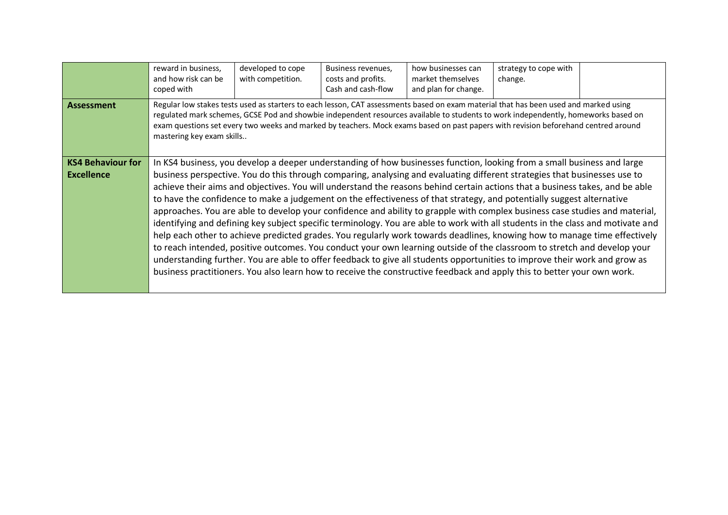| | | | | | | |
|---|---|---|---|---|---|---|
| | reward in business, and how risk can be coped with | developed to cope with competition. | Business revenues, costs and profits. Cash and cash-flow | how businesses can market themselves and plan for change. | strategy to cope with change. | |
| **Assessment** | Regular low stakes tests used as starters to each lesson, CAT assessments based on exam material that has been used and marked using regulated mark schemes, GCSE Pod and showbie independent resources available to students to work independently, homeworks based on exam questions set every two weeks and marked by teachers. Mock exams based on past papers with revision beforehand centred around mastering key exam skills.. | | | | | |
| **KS4 Behaviour for Excellence** | In KS4 business, you develop a deeper understanding of how businesses function, looking from a small business and large business perspective. You do this through comparing, analysing and evaluating different strategies that businesses use to achieve their aims and objectives. You will understand the reasons behind certain actions that a business takes, and be able to have the confidence to make a judgement on the effectiveness of that strategy, and potentially suggest alternative approaches. You are able to develop your confidence and ability to grapple with complex business case studies and material, identifying and defining key subject specific terminology. You are able to work with all students in the class and motivate and help each other to achieve predicted grades. You regularly work towards deadlines, knowing how to manage time effectively to reach intended, positive outcomes. You conduct your own learning outside of the classroom to stretch and develop your understanding further. You are able to offer feedback to give all students opportunities to improve their work and grow as business practitioners. You also learn how to receive the constructive feedback and apply this to better your own work. | | | | | |